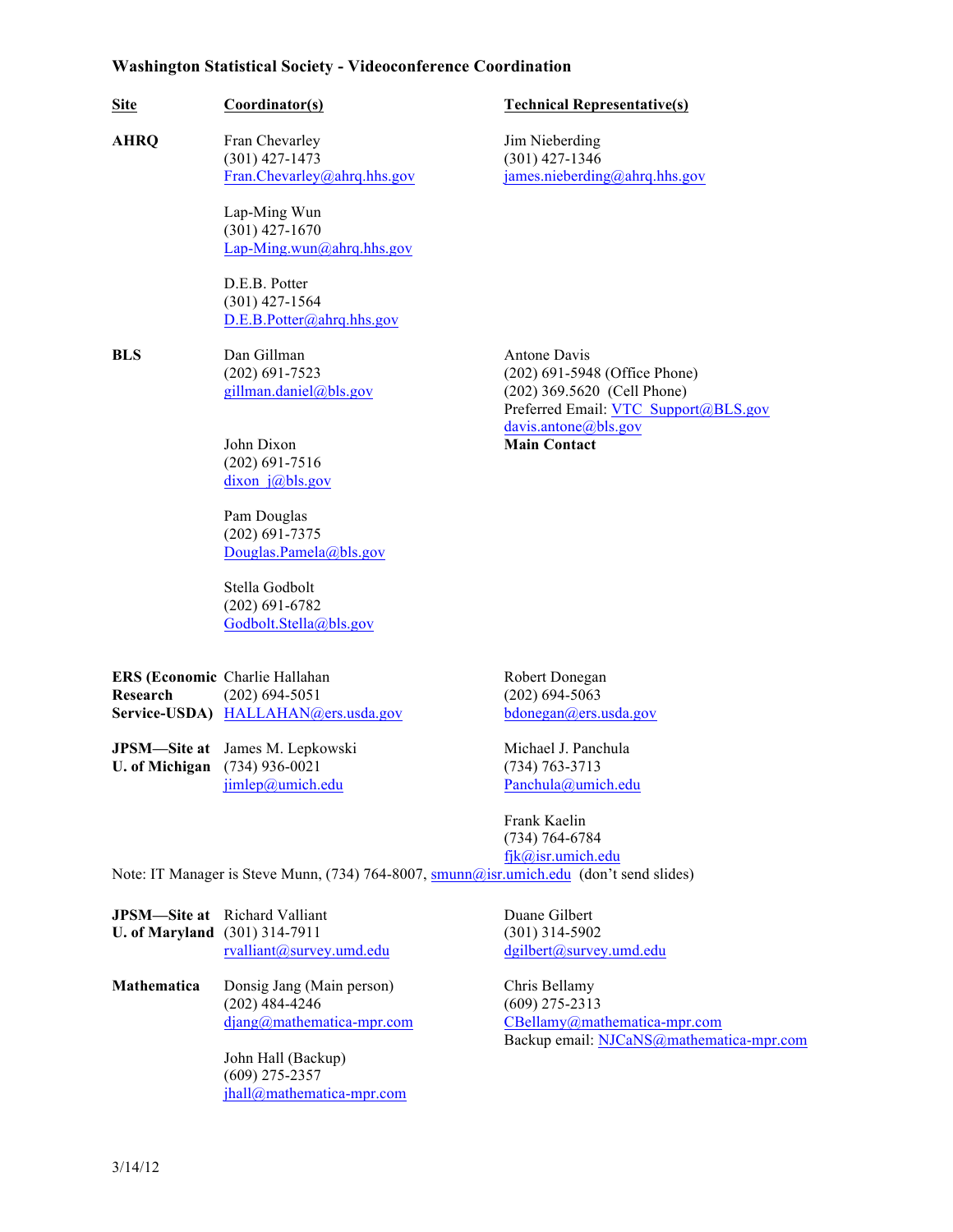**Washington Statistical Society - Videoconference Coordination**

| Site | Coordinator(s) | Technical Representative(s) |
|---|---|---|
| **AHRQ** | Fran Chevarley<br>(301) 427-1473<br>Fran.Chevarley@ahrq.hhs.gov<br><br>Lap-Ming Wun<br>(301) 427-1670<br>Lap-Ming.wun@ahrq.hhs.gov<br><br>D.E.B. Potter<br>(301) 427-1564<br>D.E.B.Potter@ahrq.hhs.gov | Jim Nieberding<br>(301) 427-1346<br>james.nieberding@ahrq.hhs.gov |
| **BLS** | Dan Gillman<br>(202) 691-7523<br>gillman.daniel@bls.gov<br><br>John Dixon<br>(202) 691-7516<br>dixon_j@bls.gov<br><br>Pam Douglas<br>(202) 691-7375<br>Douglas.Pamela@bls.gov<br><br>Stella Godbolt<br>(202) 691-6782<br>Godbolt.Stella@bls.gov | Antone Davis<br>(202) 691-5948 (Office Phone)<br>(202) 369.5620 (Cell Phone)<br>Preferred Email: VTC_Support@BLS.gov<br>davis.antone@bls.gov<br>**Main Contact** |
| **ERS (Economic Research Service-USDA)** | Charlie Hallahan<br>(202) 694-5051<br>HALLAHAN@ers.usda.gov | Robert Donegan<br>(202) 694-5063<br>bdonegan@ers.usda.gov |
| **JPSM—Site at U. of Michigan** | James M. Lepkowski<br>(734) 936-0021<br>jimlep@umich.edu | Michael J. Panchula<br>(734) 763-3713<br>Panchula@umich.edu<br><br>Frank Kaelin<br>(734) 764-6784<br>fjk@isr.umich.edu |

Note: IT Manager is Steve Munn, (734) 764-8007, smunn@isr.umich.edu (don't send slides)

| Site | Coordinator(s) | Technical Representative(s) |
|---|---|---|
| **JPSM—Site at U. of Maryland** | Richard Valliant<br>(301) 314-7911<br>rvalliant@survey.umd.edu | Duane Gilbert<br>(301) 314-5902<br>dgilbert@survey.umd.edu |
| **Mathematica** | Donsig Jang (Main person)<br>(202) 484-4246<br>djang@mathematica-mpr.com<br><br>John Hall (Backup)<br>(609) 275-2357<br>jhall@mathematica-mpr.com | Chris Bellamy<br>(609) 275-2313<br>CBellamy@mathematica-mpr.com<br>Backup email: NJCaNS@mathematica-mpr.com |

3/14/12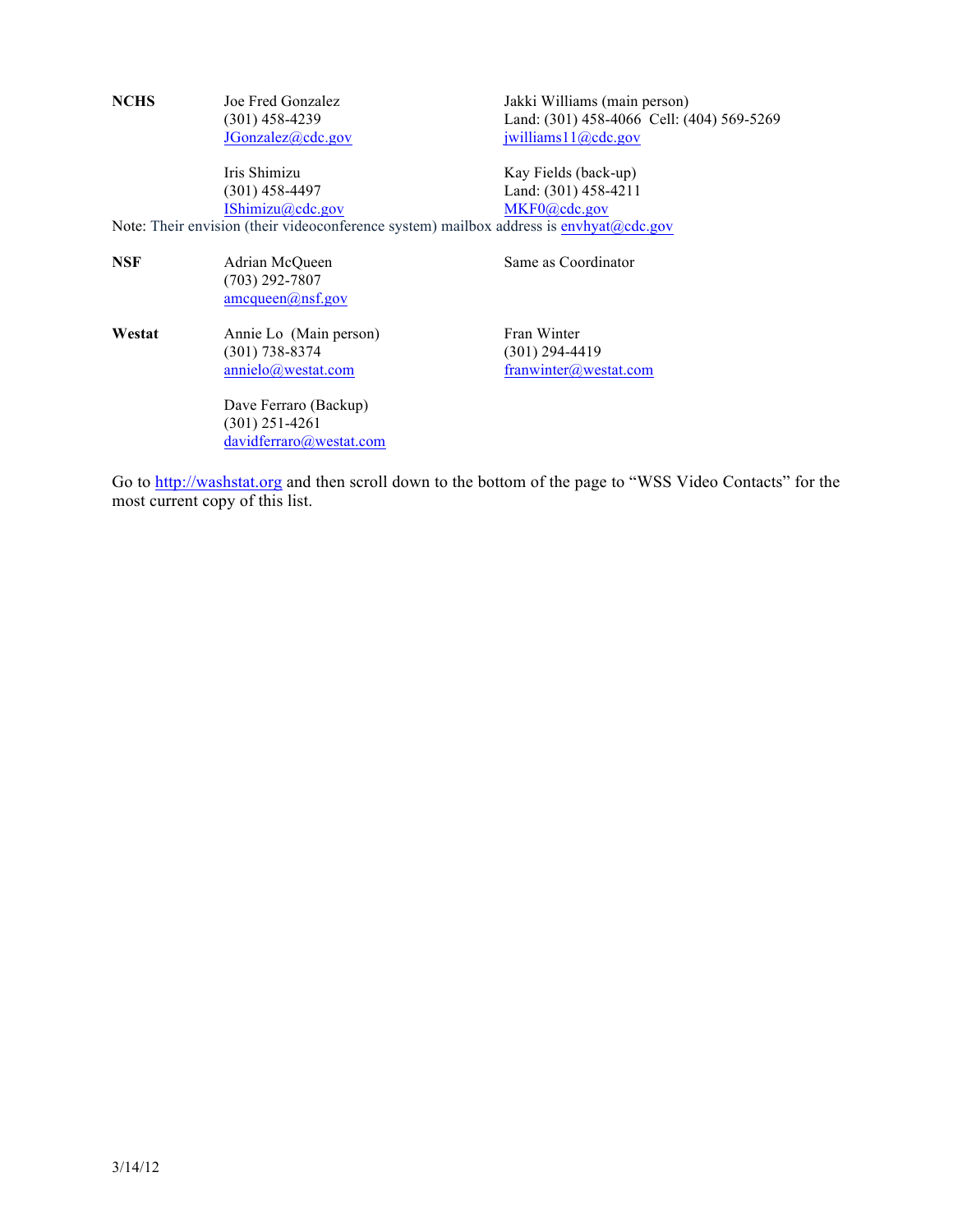| | | |
|---|---|---|
| **NCHS** | Joe Fred Gonzalez<br>(301) 458-4239<br>JGonzalez@cdc.gov | Jakki Williams (main person)<br>Land: (301) 458-4066 Cell: (404) 569-5269<br>jwilliams11@cdc.gov |
| | Iris Shimizu<br>(301) 458-4497<br>IShimizu@cdc.gov | Kay Fields (back-up)<br>Land: (301) 458-4211<br>MKF0@cdc.gov |

Note: Their envision (their videoconference system) mailbox address is envhyat@cdc.gov

| | | |
|---|---|---|
| **NSF** | Adrian McQueen<br>(703) 292-7807<br>amcqueen@nsf.gov | Same as Coordinator |
| **Westat** | Annie Lo (Main person)<br>(301) 738-8374<br>annielo@westat.com | Fran Winter<br>(301) 294-4419<br>franwinter@westat.com |
| | Dave Ferraro (Backup)<br>(301) 251-4261<br>davidferraro@westat.com | |

Go to http://washstat.org and then scroll down to the bottom of the page to "WSS Video Contacts" for the most current copy of this list.

3/14/12